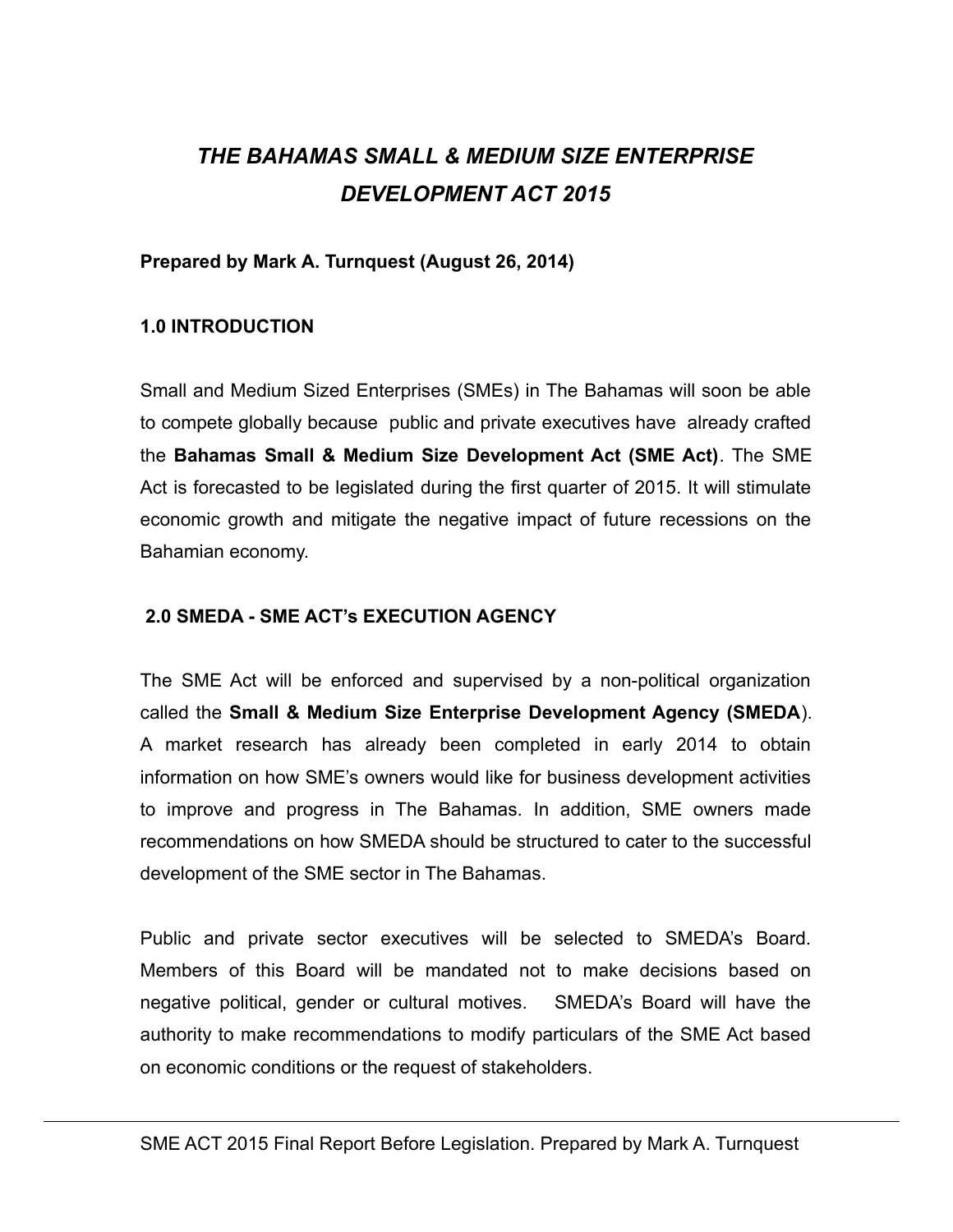# *THE BAHAMAS SMALL & MEDIUM SIZE ENTERPRISE DEVELOPMENT ACT 2015*

**Prepared by Mark A. Turnquest (August 26, 2014)**

## 1.0 INTRODUCTION

Small and Medium Sized Enterprises (SMEs) in The Bahamas will soon be able to compete globally because public and private executives have already crafted the **Bahamas Small & Medium Size Development Act (SME Act)**. The SME Act is forecasted to be legislated during the first quarter of 2015. It will stimulate economic growth and mitigate the negative impact of future recessions on the Bahamian economy.

## 2.0 SMEDA - SME ACT's EXECUTION AGENCY

The SME Act will be enforced and supervised by a non-political organization called the **Small & Medium Size Enterprise Development Agency (SMEDA**). A market research has already been completed in early 2014 to obtain information on how SME's owners would like for business development activities to improve and progress in The Bahamas. In addition, SME owners made recommendations on how SMEDA should be structured to cater to the successful development of the SME sector in The Bahamas.

Public and private sector executives will be selected to SMEDA's Board. Members of this Board will be mandated not to make decisions based on negative political, gender or cultural motives. SMEDA's Board will have the authority to make recommendations to modify particulars of the SME Act based on economic conditions or the request of stakeholders.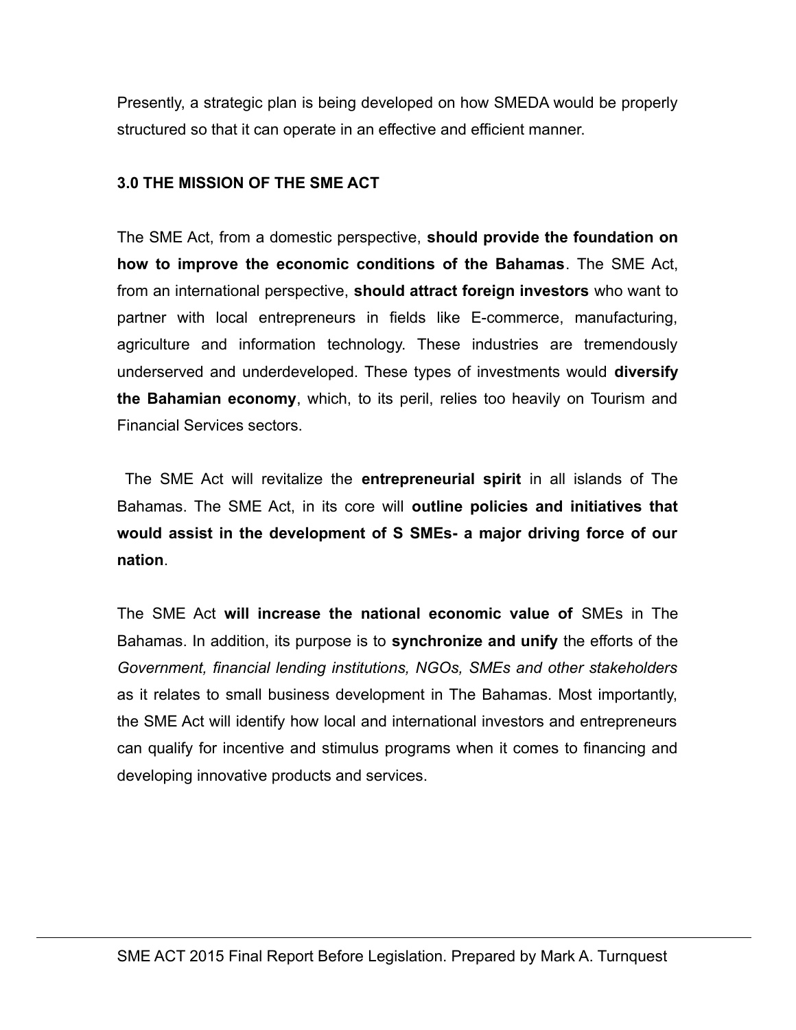Presently, a strategic plan is being developed on how SMEDA would be properly structured so that it can operate in an effective and efficient manner.

### 3.0 THE MISSION OF THE SME ACT

The SME Act, from a domestic perspective, **should provide the foundation on how to improve the economic conditions of the Bahamas**. The SME Act, from an international perspective, **should attract foreign investors** who want to partner with local entrepreneurs in fields like E-commerce, manufacturing, agriculture and information technology. These industries are tremendously underserved and underdeveloped. These types of investments would **diversify the Bahamian economy**, which, to its peril, relies too heavily on Tourism and Financial Services sectors.

The SME Act will revitalize the **entrepreneurial spirit** in all islands of The Bahamas. The SME Act, in its core will **outline policies and initiatives that would assist in the development of S SMEs- a major driving force of our nation**.

The SME Act **will increase the national economic value of** SMEs in The Bahamas. In addition, its purpose is to **synchronize and unify** the efforts of the *Government, financial lending institutions, NGOs, SMEs and other stakeholders* as it relates to small business development in The Bahamas. Most importantly, the SME Act will identify how local and international investors and entrepreneurs can qualify for incentive and stimulus programs when it comes to financing and developing innovative products and services.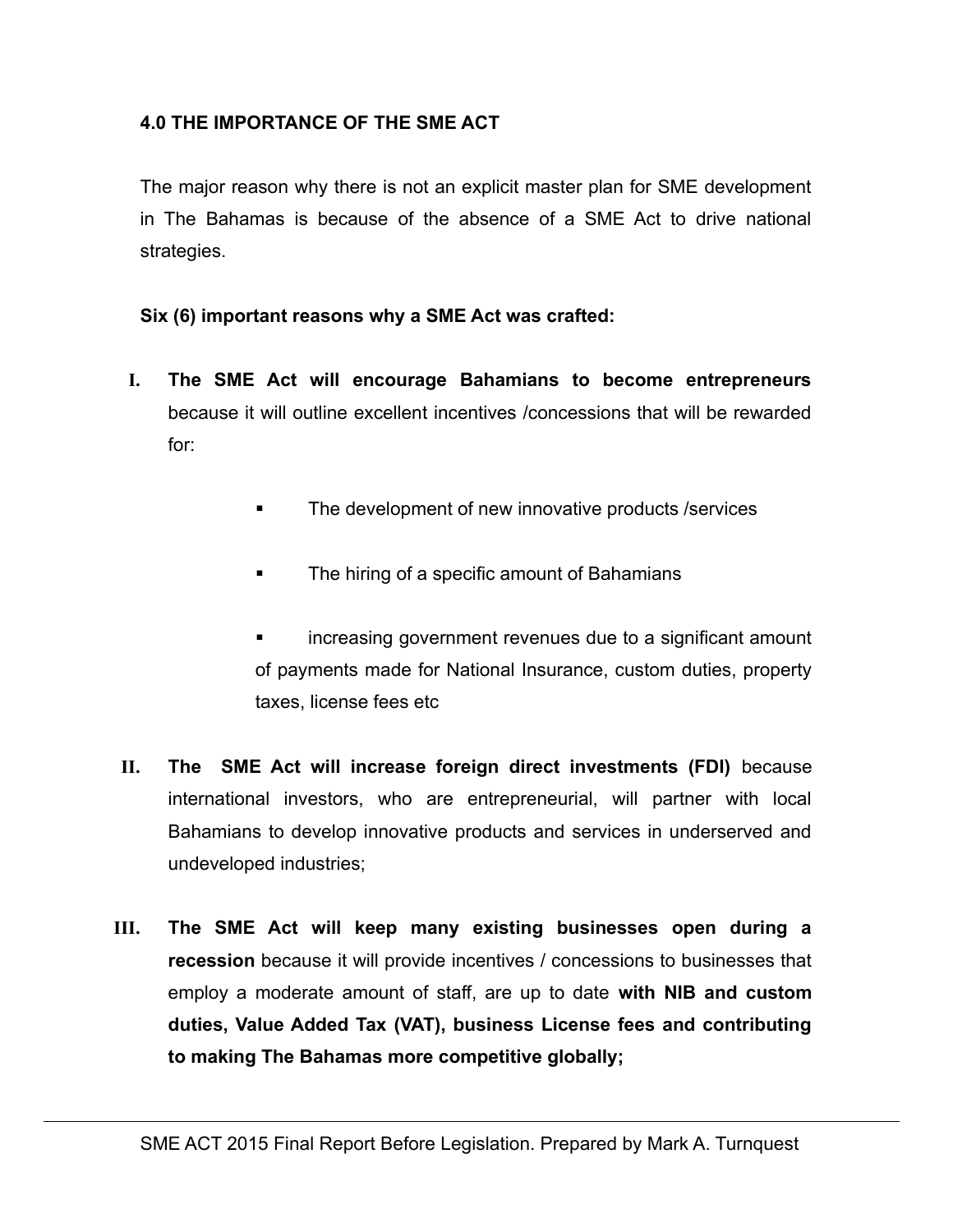## 4.0 THE IMPORTANCE OF THE SME ACT

The major reason why there is not an explicit master plan for SME development in The Bahamas is because of the absence of a SME Act to drive national strategies.

**Six (6) important reasons why a SME Act was crafted:**

I. **The SME Act will encourage Bahamians to become entrepreneurs** because it will outline excellent incentives /concessions that will be rewarded for:

   - The development of new innovative products /services
   - The hiring of a specific amount of Bahamians
   - increasing government revenues due to a significant amount of payments made for National Insurance, custom duties, property taxes, license fees etc

II. **The SME Act will increase foreign direct investments (FDI)** because international investors, who are entrepreneurial, will partner with local Bahamians to develop innovative products and services in underserved and undeveloped industries;

III. **The SME Act will keep many existing businesses open during a recession** because it will provide incentives / concessions to businesses that employ a moderate amount of staff, are up to date **with NIB and custom duties, Value Added Tax (VAT), business License fees and contributing to making The Bahamas more competitive globally;**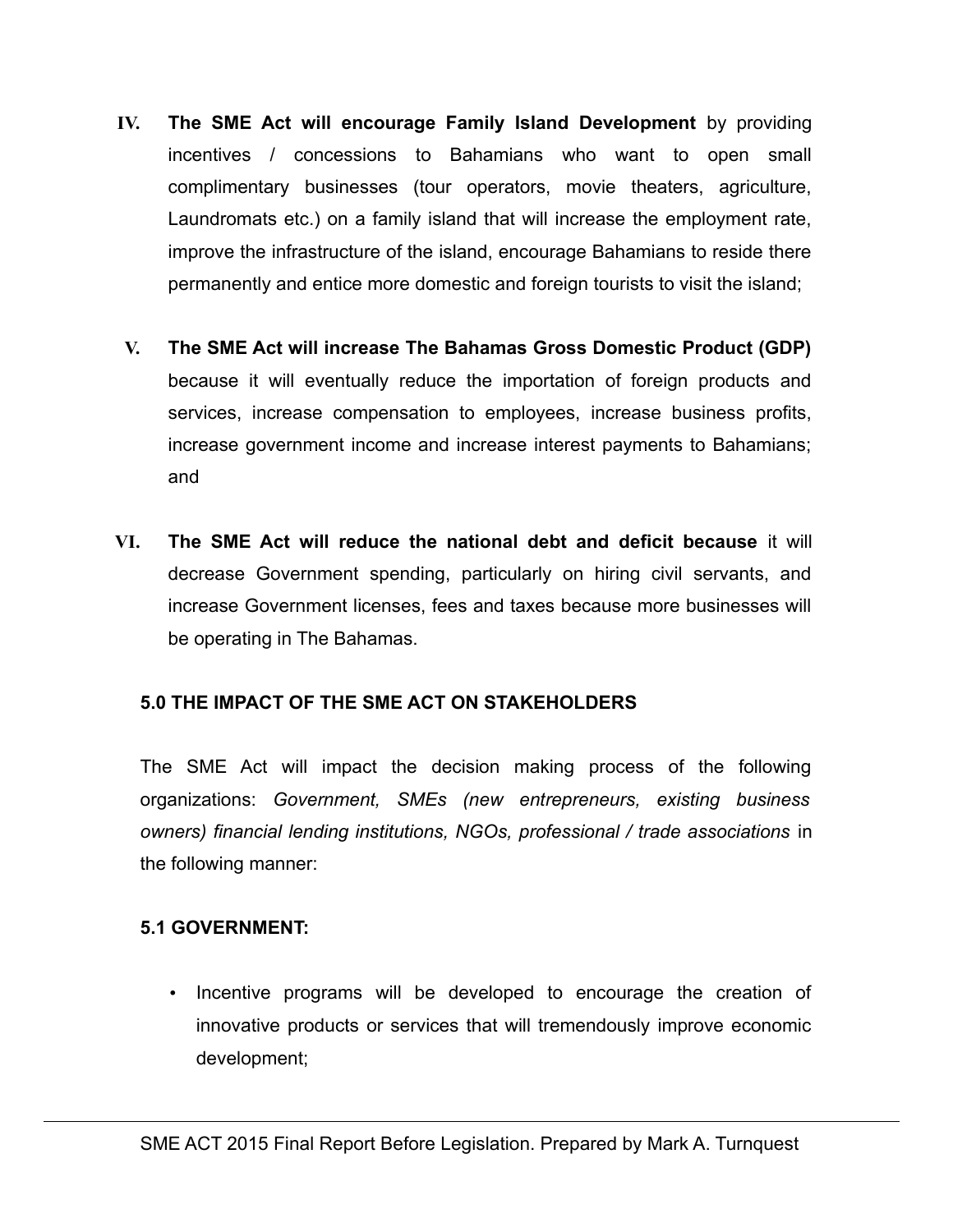IV. **The SME Act will encourage Family Island Development** by providing incentives / concessions to Bahamians who want to open small complimentary businesses (tour operators, movie theaters, agriculture, Laundromats etc.) on a family island that will increase the employment rate, improve the infrastructure of the island, encourage Bahamians to reside there permanently and entice more domestic and foreign tourists to visit the island;

V. **The SME Act will increase The Bahamas Gross Domestic Product (GDP)** because it will eventually reduce the importation of foreign products and services, increase compensation to employees, increase business profits, increase government income and increase interest payments to Bahamians; and

VI. **The SME Act will reduce the national debt and deficit because** it will decrease Government spending, particularly on hiring civil servants, and increase Government licenses, fees and taxes because more businesses will be operating in The Bahamas.

## 5.0 THE IMPACT OF THE SME ACT ON STAKEHOLDERS

The SME Act will impact the decision making process of the following organizations: *Government, SMEs (new entrepreneurs, existing business owners) financial lending institutions, NGOs, professional / trade associations* in the following manner:

### 5.1 GOVERNMENT:

- Incentive programs will be developed to encourage the creation of innovative products or services that will tremendously improve economic development;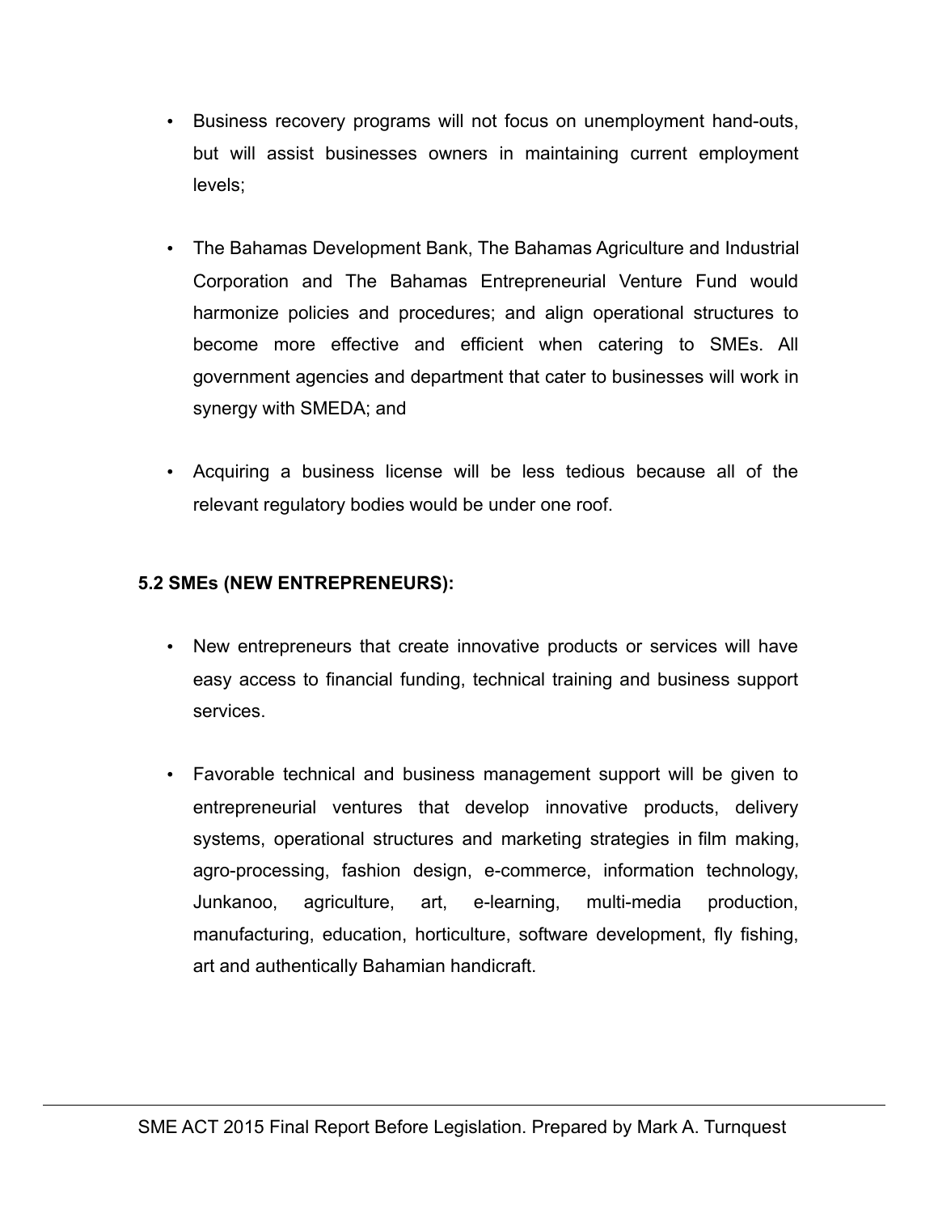- Business recovery programs will not focus on unemployment hand-outs, but will assist businesses owners in maintaining current employment levels;

- The Bahamas Development Bank, The Bahamas Agriculture and Industrial Corporation and The Bahamas Entrepreneurial Venture Fund would harmonize policies and procedures; and align operational structures to become more effective and efficient when catering to SMEs. All government agencies and department that cater to businesses will work in synergy with SMEDA; and

- Acquiring a business license will be less tedious because all of the relevant regulatory bodies would be under one roof.

**5.2 SMEs (NEW ENTREPRENEURS):**

- New entrepreneurs that create innovative products or services will have easy access to financial funding, technical training and business support services.

- Favorable technical and business management support will be given to entrepreneurial ventures that develop innovative products, delivery systems, operational structures and marketing strategies in film making, agro-processing, fashion design, e-commerce, information technology, Junkanoo, agriculture, art, e-learning, multi-media production, manufacturing, education, horticulture, software development, fly fishing, art and authentically Bahamian handicraft.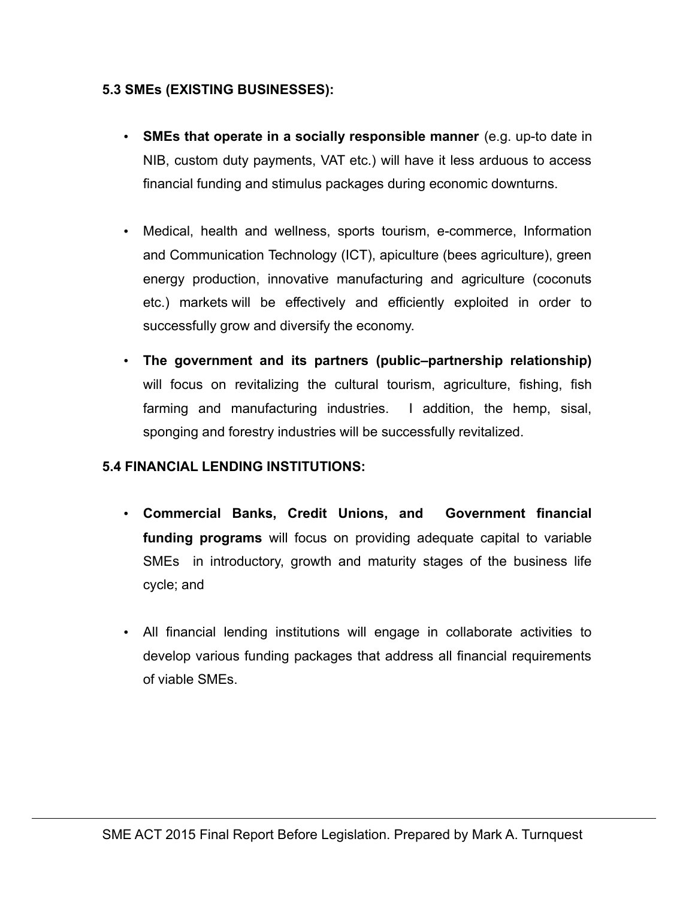### 5.3 SMEs (EXISTING BUSINESSES):

- **SMEs that operate in a socially responsible manner** (e.g. up-to date in NIB, custom duty payments, VAT etc.) will have it less arduous to access financial funding and stimulus packages during economic downturns.

- Medical, health and wellness, sports tourism, e-commerce, Information and Communication Technology (ICT), apiculture (bees agriculture), green energy production, innovative manufacturing and agriculture (coconuts etc.) markets will be effectively and efficiently exploited in order to successfully grow and diversify the economy.

- **The government and its partners (public–partnership relationship)** will focus on revitalizing the cultural tourism, agriculture, fishing, fish farming and manufacturing industries. I addition, the hemp, sisal, sponging and forestry industries will be successfully revitalized.

### 5.4 FINANCIAL LENDING INSTITUTIONS:

- **Commercial Banks, Credit Unions, and Government financial funding programs** will focus on providing adequate capital to variable SMEs in introductory, growth and maturity stages of the business life cycle; and

- All financial lending institutions will engage in collaborate activities to develop various funding packages that address all financial requirements of viable SMEs.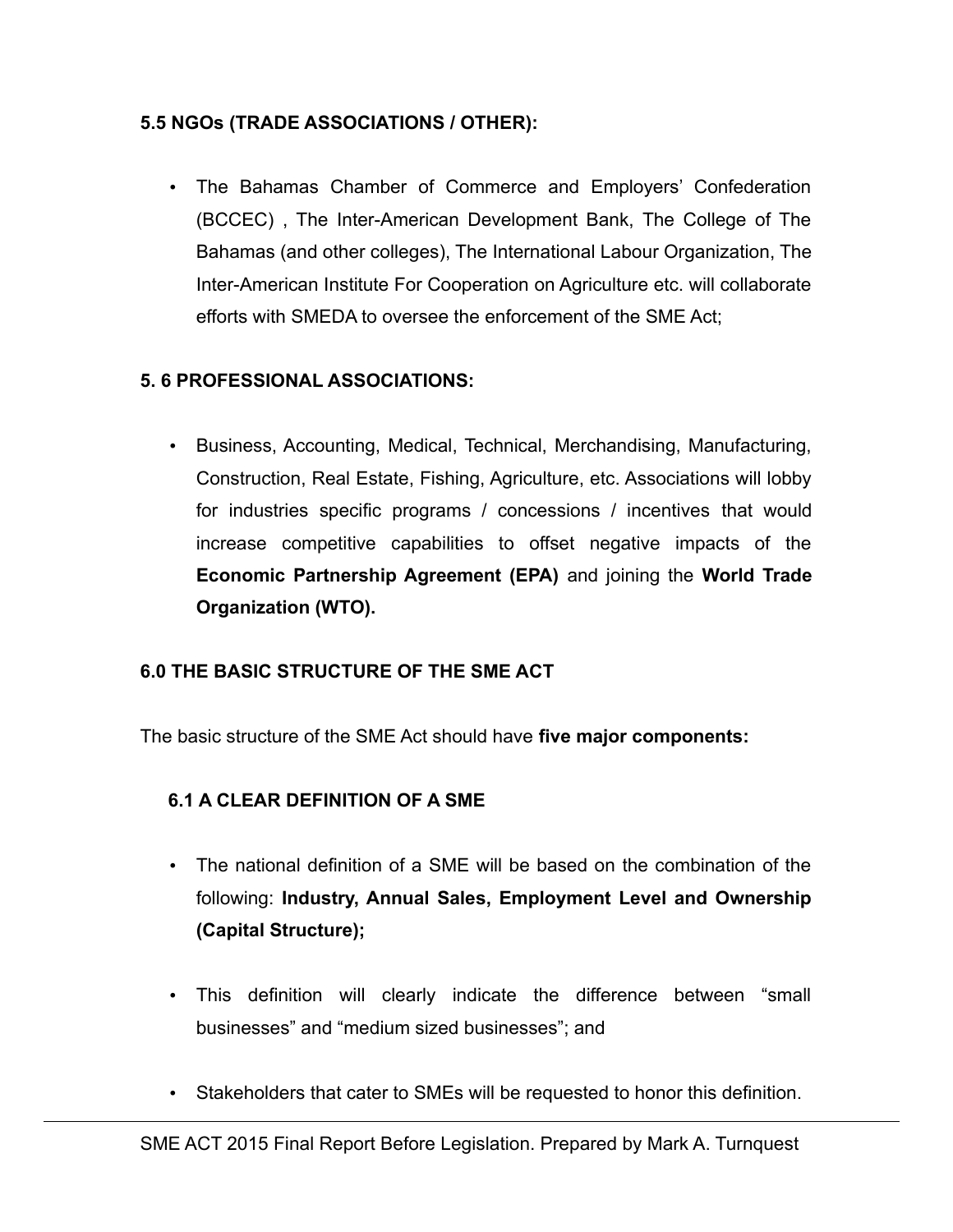### 5.5 NGOs (TRADE ASSOCIATIONS / OTHER):

- The Bahamas Chamber of Commerce and Employers' Confederation (BCCEC) , The Inter-American Development Bank, The College of The Bahamas (and other colleges), The International Labour Organization, The Inter-American Institute For Cooperation on Agriculture etc. will collaborate efforts with SMEDA to oversee the enforcement of the SME Act;

### 5. 6 PROFESSIONAL ASSOCIATIONS:

- Business, Accounting, Medical, Technical, Merchandising, Manufacturing, Construction, Real Estate, Fishing, Agriculture, etc. Associations will lobby for industries specific programs / concessions / incentives that would increase competitive capabilities to offset negative impacts of the **Economic Partnership Agreement (EPA)** and joining the **World Trade Organization (WTO).**

## 6.0 THE BASIC STRUCTURE OF THE SME ACT

The basic structure of the SME Act should have **five major components:**

### 6.1 A CLEAR DEFINITION OF A SME

- The national definition of a SME will be based on the combination of the following: **Industry, Annual Sales, Employment Level and Ownership (Capital Structure);**
- This definition will clearly indicate the difference between "small businesses" and "medium sized businesses"; and
- Stakeholders that cater to SMEs will be requested to honor this definition.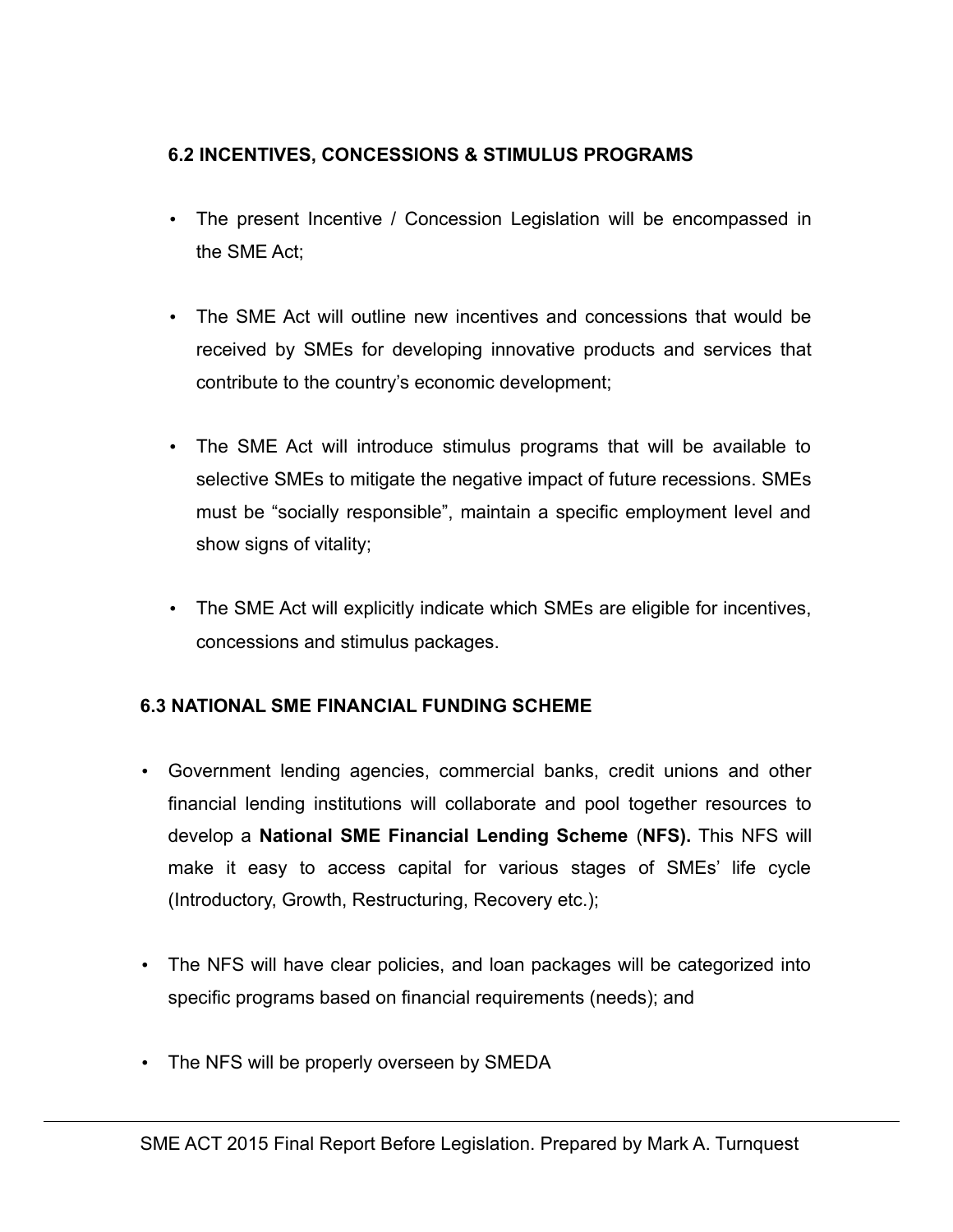### 6.2 INCENTIVES, CONCESSIONS & STIMULUS PROGRAMS

- The present Incentive / Concession Legislation will be encompassed in the SME Act;
- The SME Act will outline new incentives and concessions that would be received by SMEs for developing innovative products and services that contribute to the country's economic development;
- The SME Act will introduce stimulus programs that will be available to selective SMEs to mitigate the negative impact of future recessions. SMEs must be "socially responsible", maintain a specific employment level and show signs of vitality;
- The SME Act will explicitly indicate which SMEs are eligible for incentives, concessions and stimulus packages.

### 6.3 NATIONAL SME FINANCIAL FUNDING SCHEME

- Government lending agencies, commercial banks, credit unions and other financial lending institutions will collaborate and pool together resources to develop a **National SME Financial Lending Scheme** (**NFS).** This NFS will make it easy to access capital for various stages of SMEs' life cycle (Introductory, Growth, Restructuring, Recovery etc.);
- The NFS will have clear policies, and loan packages will be categorized into specific programs based on financial requirements (needs); and
- The NFS will be properly overseen by SMEDA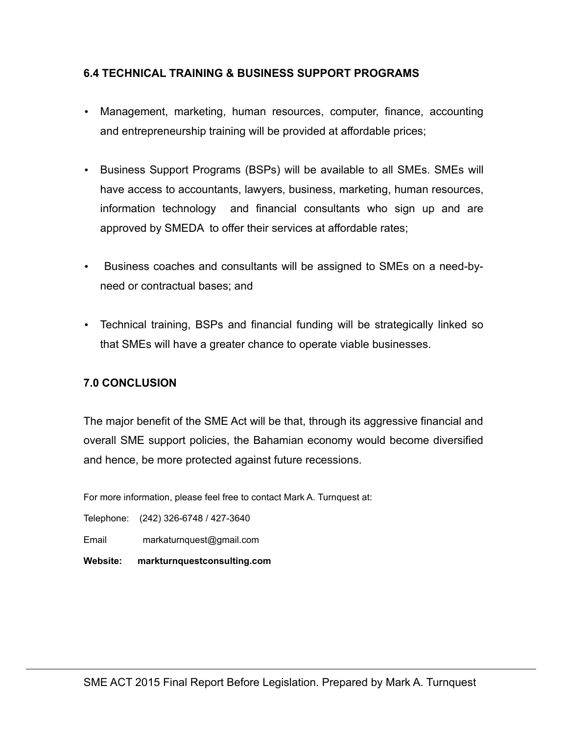### 6.4 TECHNICAL TRAINING & BUSINESS SUPPORT PROGRAMS

- Management, marketing, human resources, computer, finance, accounting and entrepreneurship training will be provided at affordable prices;
- Business Support Programs (BSPs) will be available to all SMEs. SMEs will have access to accountants, lawyers, business, marketing, human resources, information technology and financial consultants who sign up and are approved by SMEDA to offer their services at affordable rates;
- Business coaches and consultants will be assigned to SMEs on a need-by-need or contractual bases; and
- Technical training, BSPs and financial funding will be strategically linked so that SMEs will have a greater chance to operate viable businesses.

## 7.0 CONCLUSION

The major benefit of the SME Act will be that, through its aggressive financial and overall SME support policies, the Bahamian economy would become diversified and hence, be more protected against future recessions.

For more information, please feel free to contact Mark A. Turnquest at:

Telephone: (242) 326-6748 / 427-3640

Email markaturnquest@gmail.com

**Website: markturnquestconsulting.com**